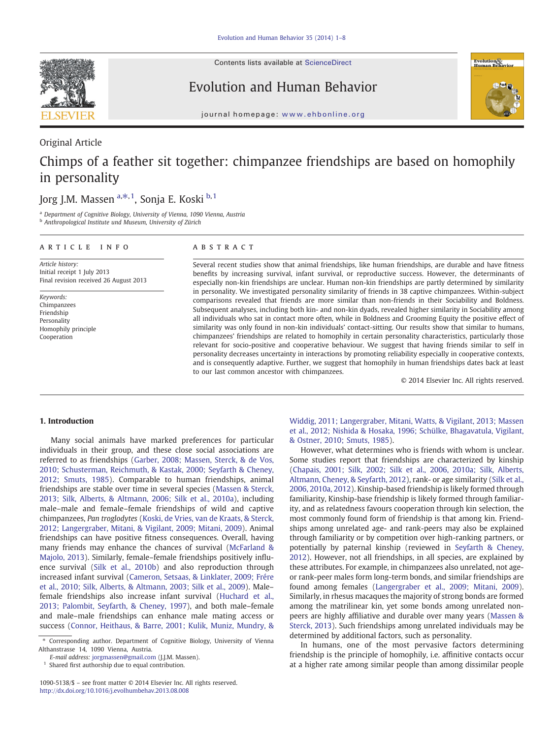Original Article

# Chimps of a feather sit together: chimpanzee friendships are based on homophily in personality

Jorg J.M. Massen [a,*,1], Sonja E. Koski [b,1]

[a] Department of Cognitive Biology, University of Vienna, 1090 Vienna, Austria
[b] Anthropological Institute und Museum, University of Zürich

## ARTICLE INFO

*Article history:*
Initial receipt 1 July 2013
Final revision received 26 August 2013

*Keywords:*
Chimpanzees
Friendship
Personality
Homophily principle
Cooperation

## ABSTRACT

Several recent studies show that animal friendships, like human friendships, are durable and have fitness benefits by increasing survival, infant survival, or reproductive success. However, the determinants of especially non-kin friendships are unclear. Human non-kin friendships are partly determined by similarity in personality. We investigated personality similarity of friends in 38 captive chimpanzees. Within-subject comparisons revealed that friends are more similar than non-friends in their Sociability and Boldness. Subsequent analyses, including both kin- and non-kin dyads, revealed higher similarity in Sociability among all individuals who sat in contact more often, while in Boldness and Grooming Equity the positive effect of similarity was only found in non-kin individuals' contact-sitting. Our results show that similar to humans, chimpanzees' friendships are related to homophily in certain personality characteristics, particularly those relevant for socio-positive and cooperative behaviour. We suggest that having friends similar to self in personality decreases uncertainty in interactions by promoting reliability especially in cooperative contexts, and is consequently adaptive. Further, we suggest that homophily in human friendships dates back at least to our last common ancestor with chimpanzees.

© 2014 Elsevier Inc. All rights reserved.

## 1. Introduction

Many social animals have marked preferences for particular individuals in their group, and these close social associations are referred to as friendships (Garber, 2008; Massen, Sterck, & de Vos, 2010; Schusterman, Reichmuth, & Kastak, 2000; Seyfarth & Cheney, 2012; Smuts, 1985). Comparable to human friendships, animal friendships are stable over time in several species (Massen & Sterck, 2013; Silk, Alberts, & Altmann, 2006; Silk et al., 2010a), including male–male and female–female friendships of wild and captive chimpanzees, *Pan troglodytes* (Koski, de Vries, van de Kraats, & Sterck, 2012; Langergraber, Mitani, & Vigilant, 2009; Mitani, 2009). Animal friendships can have positive fitness consequences. Overall, having many friends may enhance the chances of survival (McFarland & Majolo, 2013). Similarly, female–female friendships positively influence survival (Silk et al., 2010b) and also reproduction through increased infant survival (Cameron, Setsaas, & Linklater, 2009; Frére et al., 2010; Silk, Alberts, & Altmann, 2003; Silk et al., 2009). Male–female friendships also increase infant survival (Huchard et al., 2013; Palombit, Seyfarth, & Cheney, 1997), and both male–female and male–male friendships can enhance male mating access or success (Connor, Heithaus, & Barre, 2001; Kulik, Muniz, Mundry, & Widdig, 2011; Langergraber, Mitani, Watts, & Vigilant, 2013; Massen et al., 2012; Nishida & Hosaka, 1996; Schülke, Bhagavatula, Vigilant, & Ostner, 2010; Smuts, 1985).

However, what determines who is friends with whom is unclear. Some studies report that friendships are characterized by kinship (Chapais, 2001; Silk, 2002; Silk et al., 2006, 2010a; Silk, Alberts, Altmann, Cheney, & Seyfarth, 2012), rank- or age similarity (Silk et al., 2006, 2010a, 2012). Kinship-based friendship is likely formed through familiarity, Kinship-base friendship is likely formed through familiarity, and as relatedness favours cooperation through kin selection, the most commonly found form of friendship is that among kin. Friendships among unrelated age- and rank-peers may also be explained through familiarity or by competition over high-ranking partners, or potentially by paternal kinship (reviewed in Seyfarth & Cheney, 2012). However, not all friendships, in all species, are explained by these attributes. For example, in chimpanzees also unrelated, not age- or rank-peer males form long-term bonds, and similar friendships are found among females (Langergraber et al., 2009; Mitani, 2009). Similarly, in rhesus macaques the majority of strong bonds are formed among the matrilinear kin, yet some bonds among unrelated non-peers are highly affiliative and durable over many years (Massen & Sterck, 2013). Such friendships among unrelated individuals may be determined by additional factors, such as personality.

In humans, one of the most pervasive factors determining friendship is the principle of homophily, i.e. affinitive contacts occur at a higher rate among similar people than among dissimilar people

* Corresponding author. Department of Cognitive Biology, University of Vienna Althanstrasse 14, 1090 Vienna, Austria.
E-mail address: jorgmassen@gmail.com (J.J.M. Massen).
[1] Shared first authorship due to equal contribution.

1090-5138/$ – see front matter © 2014 Elsevier Inc. All rights reserved.
http://dx.doi.org/10.1016/j.evolhumbehav.2013.08.008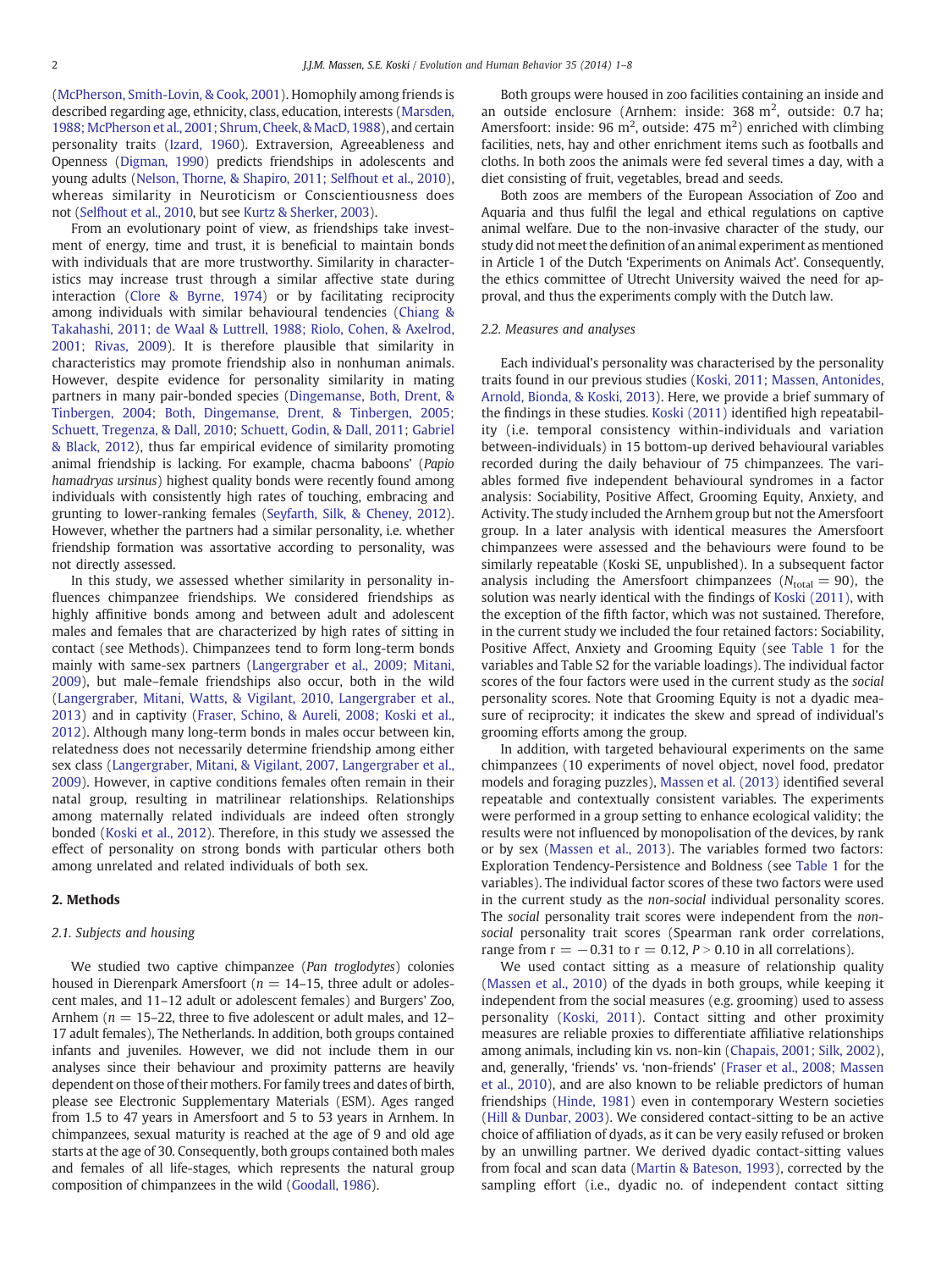(McPherson, Smith-Lovin, & Cook, 2001). Homophily among friends is described regarding age, ethnicity, class, education, interests (Marsden, 1988; McPherson et al., 2001; Shrum, Cheek, & MacD, 1988), and certain personality traits (Izard, 1960). Extraversion, Agreeableness and Openness (Digman, 1990) predicts friendships in adolescents and young adults (Nelson, Thorne, & Shapiro, 2011; Selfhout et al., 2010), whereas similarity in Neuroticism or Conscientiousness does not (Selfhout et al., 2010, but see Kurtz & Sherker, 2003).

From an evolutionary point of view, as friendships take investment of energy, time and trust, it is beneficial to maintain bonds with individuals that are more trustworthy. Similarity in characteristics may increase trust through a similar affective state during interaction (Clore & Byrne, 1974) or by facilitating reciprocity among individuals with similar behavioural tendencies (Chiang & Takahashi, 2011; de Waal & Luttrell, 1988; Riolo, Cohen, & Axelrod, 2001; Rivas, 2009). It is therefore plausible that similarity in characteristics may promote friendship also in nonhuman animals. However, despite evidence for personality similarity in mating partners in many pair-bonded species (Dingemanse, Both, Drent, & Tinbergen, 2004; Both, Dingemanse, Drent, & Tinbergen, 2005; Schuett, Tregenza, & Dall, 2010; Schuett, Godin, & Dall, 2011; Gabriel & Black, 2012), thus far empirical evidence of similarity promoting animal friendship is lacking. For example, chacma baboons' (*Papio hamadryas ursinus*) highest quality bonds were recently found among individuals with consistently high rates of touching, embracing and grunting to lower-ranking females (Seyfarth, Silk, & Cheney, 2012). However, whether the partners had a similar personality, i.e. whether friendship formation was assortative according to personality, was not directly assessed.

In this study, we assessed whether similarity in personality influences chimpanzee friendships. We considered friendships as highly affinitive bonds among and between adult and adolescent males and females that are characterized by high rates of sitting in contact (see Methods). Chimpanzees tend to form long-term bonds mainly with same-sex partners (Langergraber et al., 2009; Mitani, 2009), but male–female friendships also occur, both in the wild (Langergraber, Mitani, Watts, & Vigilant, 2010, Langergraber et al., 2013) and in captivity (Fraser, Schino, & Aureli, 2008; Koski et al., 2012). Although many long-term bonds in males occur between kin, relatedness does not necessarily determine friendship among either sex (Langergraber, Mitani, & Vigilant, 2007, Langergraber et al., 2009). However, in captive conditions females often remain in their natal group, resulting in matrilinear relationships. Relationships among maternally related individuals are indeed often strongly bonded (Koski et al., 2012). Therefore, in this study we assessed the effect of personality on strong bonds with particular others both among unrelated and related individuals of both sex.

## 2. Methods

### 2.1. Subjects and housing

We studied two captive chimpanzee (*Pan troglodytes*) colonies housed in Dierenpark Amersfoort ($n = 14$–$15$, three adult or adolescent males, and 11–12 adult or adolescent females) and Burgers' Zoo, Arnhem ($n = 15$–$22$, three to five adolescent or adult males, and 12–17 adult females), The Netherlands. In addition, both groups contained infants and juveniles. However, we did not include them in our analyses since their behaviour and proximity patterns are heavily dependent on those of their mothers. For family trees and dates of birth, please see Electronic Supplementary Materials (ESM). Ages ranged from 1.5 to 47 years in Amersfoort and 5 to 53 years in Arnhem. In chimpanzees, sexual maturity is reached at the age of 9 and old age starts at the age of 30. Consequently, both groups contained both males and females of all life-stages, which represents the natural group composition of chimpanzees in the wild (Goodall, 1986).

Both groups were housed in zoo facilities containing an inside and an outside enclosure (Arnhem: inside: 368 $m^2$, outside: 0.7 ha; Amersfoort: inside: 96 $m^2$, outside: 475 $m^2$) enriched with climbing facilities, nets, hay and other enrichment items such as footballs and cloths. In both zoos the animals were fed several times a day, with a diet consisting of fruit, vegetables, bread and seeds.

Both zoos are members of the European Association of Zoo and Aquaria and thus fulfil the legal and ethical regulations on captive animal welfare. Due to the non-invasive character of the study, our study did not meet the definition of an animal experiment as mentioned in Article 1 of the Dutch 'Experiments on Animals Act'. Consequently, the ethics committee of Utrecht University waived the need for approval, and thus the experiments comply with the Dutch law.

### 2.2. Measures and analyses

Each individual's personality was characterised by the personality traits found in our previous studies (Koski, 2011; Massen, Antonides, Arnold, Bionda, & Koski, 2013). Here, we provide a brief summary of the findings in these studies. Koski (2011) identified high repeatability (i.e. temporal consistency within-individuals and variation between-individuals) in 15 bottom-up derived behavioural variables recorded during the daily behaviour of 75 chimpanzees. The variables formed five independent behavioural syndromes in a factor analysis: Sociability, Positive Affect, Grooming Equity, Anxiety, and Activity. The study included the Arnhem group but not the Amersfoort group. In a later analysis with identical measures the Amersfoort chimpanzees were assessed and the behaviours were found to be similarly repeatable (Koski SE, unpublished). In a subsequent factor analysis including the Amersfoort chimpanzees ($N_{total} = 90$), the solution was nearly identical with the findings of Koski (2011), with the exception of the fifth factor, which was not sustained. Therefore, in the current study we included the four retained factors: Sociability, Positive Affect, Anxiety and Grooming Equity (see Table 1 for the variables and Table S2 for the variable loadings). The individual factor scores of the four factors were used in the current study as the *social* personality scores. Note that Grooming Equity is not a dyadic measure of reciprocity; it indicates the skew and spread of individual's grooming efforts among the group.

In addition, with targeted behavioural experiments on the same chimpanzees (10 experiments of novel object, novel food, predator models and foraging puzzles), Massen et al. (2013) identified several repeatable and contextually consistent variables. The experiments were performed in a group setting to enhance ecological validity; the results were not influenced by monopolisation of the devices, by rank or by sex (Massen et al., 2013). The variables formed two factors: Exploration Tendency-Persistence and Boldness (see Table 1 for the variables). The individual factor scores of these two factors were used in the current study as the *non-social* individual personality scores. The *social* personality trait scores were independent from the *non-social* personality trait scores (Spearman rank order correlations, range from $r = -0.31$ to $r = 0.12$, $P > 0.10$ in all correlations).

We used contact sitting as a measure of relationship quality (Massen et al., 2010) of the dyads in both groups, while keeping it independent from the social measures (e.g. grooming) used to assess personality (Koski, 2011). Contact sitting and other proximity measures are reliable proxies to differentiate affiliative relationships among animals, including kin vs. non-kin (Chapais, 2001; Silk, 2002), and, generally, 'friends' vs. 'non-friends' (Fraser et al., 2008; Massen et al., 2010), and are also known to be reliable predictors of human friendships (Hinde, 1981) even in contemporary Western societies (Hill & Dunbar, 2003). We considered contact-sitting to be an active choice of affiliation of dyads, as it can be very easily refused or broken by an unwilling partner. We derived dyadic contact-sitting values from focal and scan data (Martin & Bateson, 1993), corrected by the sampling effort (i.e., dyadic no. of independent contact sitting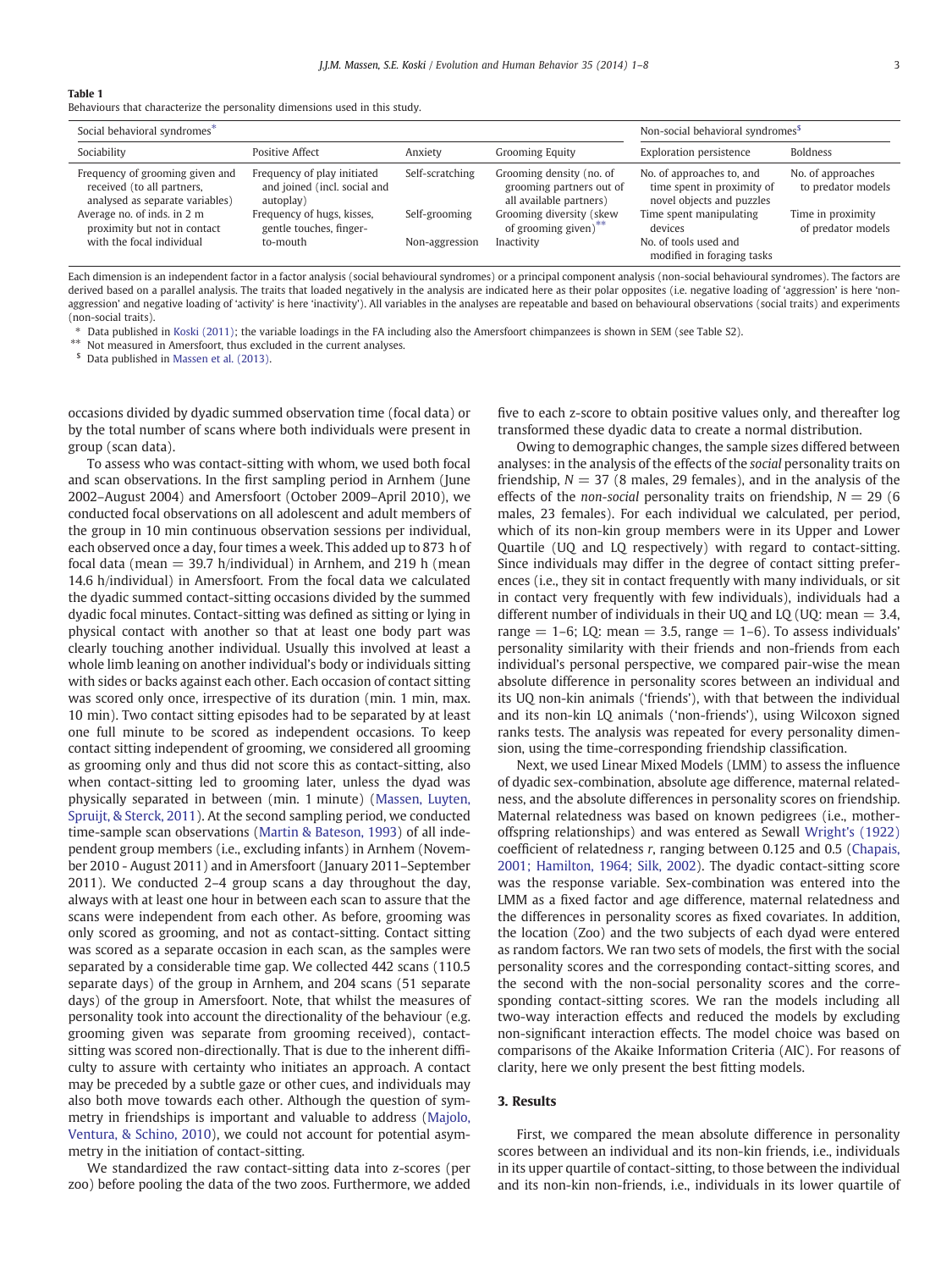**Table 1**
Behaviours that characterize the personality dimensions used in this study.

| Social behavioral syndromes* | | | | Non-social behavioral syndromes$ | |
|---|---|---|---|---|---|
| Sociability | Positive Affect | Anxiety | Grooming Equity | Exploration persistence | Boldness |
| Frequency of grooming given and received (to all partners, analysed as separate variables) | Frequency of play initiated and joined (incl. social and autoplay) | Self-scratching | Grooming density (no. of grooming partners out of all available partners) | No. of approaches to, and time spent in proximity of novel objects and puzzles | No. of approaches to predator models |
| Average no. of inds. in 2 m proximity but not in contact with the focal individual | Frequency of hugs, kisses, gentle touches, finger-to-mouth | Self-grooming | Grooming diversity (skew of grooming given)** | Time spent manipulating devices | Time in proximity of predator models |
| | | Non-aggression | Inactivity | No. of tools used and modified in foraging tasks | |

Each dimension is an independent factor in a factor analysis (social behavioural syndromes) or a principal component analysis (non-social behavioural syndromes). The factors are derived based on a parallel analysis. The traits that loaded negatively in the analysis are indicated here as their polar opposites (i.e. negative loading of 'aggression' is here 'non-aggression' and negative loading of 'activity' is here 'inactivity'). All variables in the analyses are repeatable and based on behavioural observations (social traits) and experiments (non-social traits).

\* Data published in Koski (2011); the variable loadings in the FA including also the Amersfoort chimpanzees is shown in SEM (see Table S2).

\*\* Not measured in Amersfoort, thus excluded in the current analyses.

$ Data published in Massen et al. (2013).

occasions divided by dyadic summed observation time (focal data) or by the total number of scans where both individuals were present in group (scan data).

To assess who was contact-sitting with whom, we used both focal and scan observations. In the first sampling period in Arnhem (June 2002–August 2004) and Amersfoort (October 2009–April 2010), we conducted focal observations on all adolescent and adult members of the group in 10 min continuous observation sessions per individual, each observed once a day, four times a week. This added up to 873 h of focal data (mean = 39.7 h/individual) in Arnhem, and 219 h (mean 14.6 h/individual) in Amersfoort. From the focal data we calculated the dyadic summed contact-sitting occasions divided by the summed dyadic focal minutes. Contact-sitting was defined as sitting or lying in physical contact with another so that at least one body part was clearly touching another individual. Usually this involved at least a whole limb leaning on another individual's body or individuals sitting with sides or backs against each other. Each occasion of contact sitting was scored only once, irrespective of its duration (min. 1 min, max. 10 min). Two contact sitting episodes had to be separated by at least one full minute to be scored as independent occasions. To keep contact sitting independent of grooming, we considered all grooming as grooming only and thus did not score this as contact-sitting, also when contact-sitting led to grooming later, unless the dyad was physically separated in between (min. 1 minute) (Massen, Luyten, Spruijt, & Sterck, 2011). At the second sampling period, we conducted time-sample scan observations (Martin & Bateson, 1993) of all independent group members (i.e., excluding infants) in Arnhem (November 2010 - August 2011) and in Amersfoort (January 2011–September 2011). We conducted 2–4 group scans a day throughout the day, always with at least one hour in between each scan to assure that the scans were independent from each other. As before, grooming was only scored as grooming, and not as contact-sitting. Contact sitting was scored as a separate occasion in each scan, as the samples were separated by a considerable time gap. We collected 442 scans (110.5 separate days) of the group in Arnhem, and 204 scans (51 separate days) of the group in Amersfoort. Note, that whilst the measures of personality took into account the directionality of the behaviour (e.g. grooming given was separate from grooming received), contact-sitting was scored non-directionally. That is due to the inherent difficulty to assure with certainty who initiates an approach. A contact may be preceded by a subtle gaze or other cues, and individuals may also both move towards each other. Although the question of symmetry in friendships is important and valuable to address (Majolo, Ventura, & Schino, 2010), we could not account for potential asymmetry in the initiation of contact-sitting.

We standardized the raw contact-sitting data into z-scores (per zoo) before pooling the data of the two zoos. Furthermore, we added five to each z-score to obtain positive values only, and thereafter log transformed these dyadic data to create a normal distribution.

Owing to demographic changes, the sample sizes differed between analyses: in the analysis of the effects of the *social* personality traits on friendship, $N = 37$ (8 males, 29 females), and in the analysis of the effects of the *non-social* personality traits on friendship, $N = 29$ (6 males, 23 females). For each individual we calculated, per period, which of its non-kin group members were in its Upper and Lower Quartile (UQ and LQ respectively) with regard to contact-sitting. Since individuals may differ in the degree of contact sitting preferences (i.e., they sit in contact frequently with many individuals, or sit in contact very frequently with few individuals), individuals had a different number of individuals in their UQ and LQ (UQ: mean = 3.4, range = 1–6; LQ: mean = 3.5, range = 1–6). To assess individuals' personality similarity with their friends and non-friends from each individual's personal perspective, we compared pair-wise the mean absolute difference in personality scores between an individual and its UQ non-kin animals ('friends'), with that between the individual and its non-kin LQ animals ('non-friends'), using Wilcoxon signed ranks tests. The analysis was repeated for every personality dimension, using the time-corresponding friendship classification.

Next, we used Linear Mixed Models (LMM) to assess the influence of dyadic sex-combination, absolute age difference, maternal relatedness, and the absolute differences in personality scores on friendship. Maternal relatedness was based on known pedigrees (i.e., mother-offspring relationships) and was entered as Sewall Wright's (1922) coefficient of relatedness $r$, ranging between 0.125 and 0.5 (Chapais, 2001; Hamilton, 1964; Silk, 2002). The dyadic contact-sitting score was the response variable. Sex-combination was entered into the LMM as a fixed factor and age difference, maternal relatedness and the differences in personality scores as fixed covariates. In addition, the location (Zoo) and the two subjects of each dyad were entered as random factors. We ran two sets of models, the first with the social personality scores and the corresponding contact-sitting scores, and the second with the non-social personality scores and the corresponding contact-sitting scores. We ran the models including all two-way interaction effects and reduced the models by excluding non-significant interaction effects. The model choice was based on comparisons of the Akaike Information Criteria (AIC). For reasons of clarity, here we only present the best fitting models.

## 3. Results

First, we compared the mean absolute difference in personality scores between an individual and its non-kin friends, i.e., individuals in its upper quartile of contact-sitting, to those between the individual and its non-kin non-friends, i.e., individuals in its lower quartile of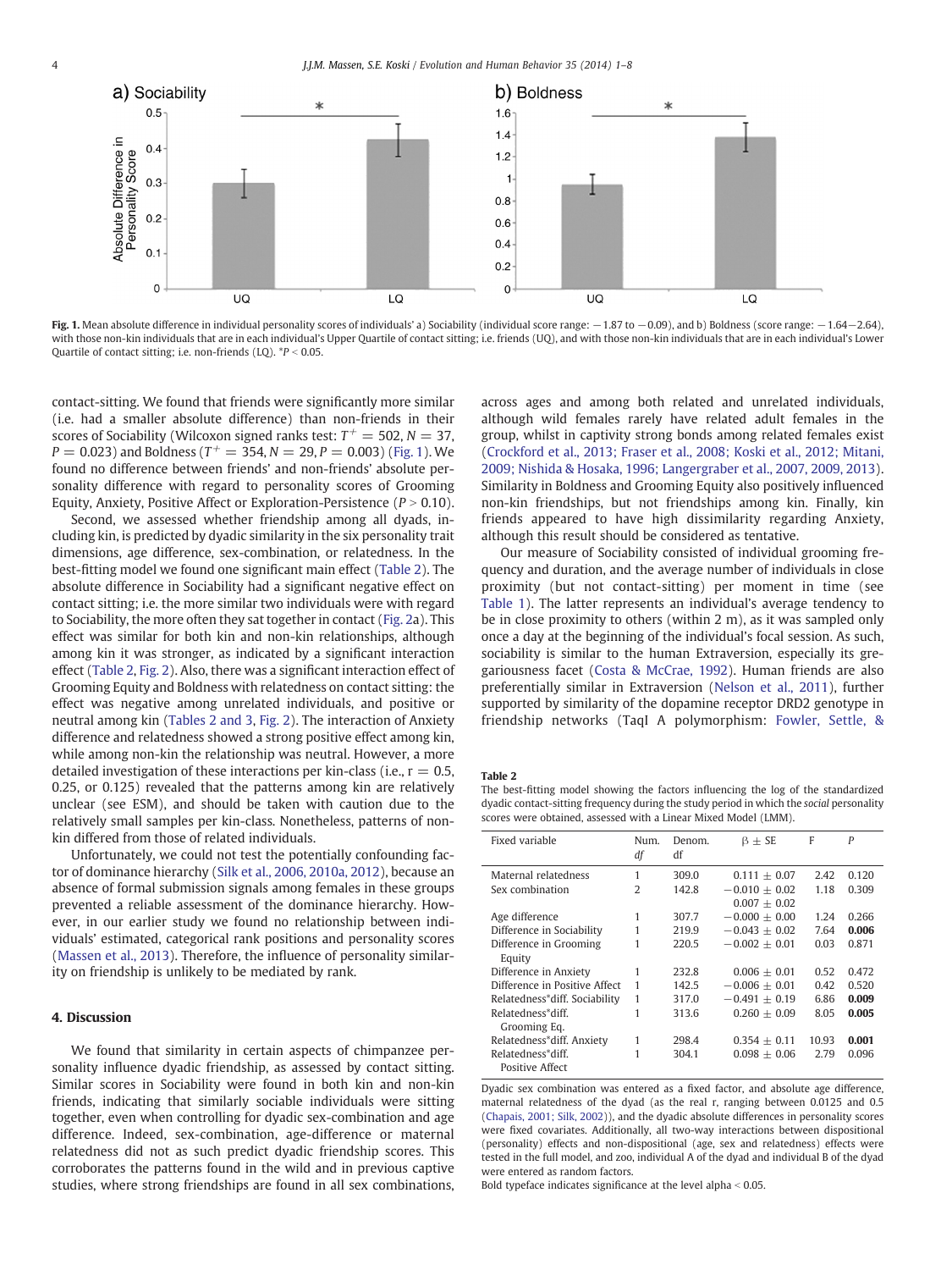**Fig. 1.** Mean absolute difference in individual personality scores of individuals' a) Sociability (individual score range: −1.87 to −0.09), and b) Boldness (score range: −1.64–2.64), with those non-kin individuals that are in each individual's Upper Quartile of contact sitting; i.e. friends (UQ), and with those non-kin individuals that are in each individual's Lower Quartile of contact sitting; i.e. non-friends (LQ). *$P < 0.05$.

contact-sitting. We found that friends were significantly more similar (i.e. had a smaller absolute difference) than non-friends in their scores of Sociability (Wilcoxon signed ranks test: $T^+ = 502, N = 37, P = 0.023$) and Boldness ($T^+ = 354, N = 29, P = 0.003$) (Fig. 1). We found no difference between friends' and non-friends' absolute personality difference with regard to personality scores of Grooming Equity, Anxiety, Positive Affect or Exploration-Persistence ($P > 0.10$).

Second, we assessed whether friendship among all dyads, including kin, is predicted by dyadic similarity in the six personality trait dimensions, age difference, sex-combination, or relatedness. In the best-fitting model we found one significant main effect (Table 2). The absolute difference in Sociability had a significant negative effect on contact sitting; i.e. the more similar two individuals were with regard to Sociability, the more often they sat together in contact (Fig. 2a). This effect was similar for both kin and non-kin relationships, although among kin it was stronger, as indicated by a significant interaction effect (Table 2, Fig. 2). Also, there was a significant interaction effect of Grooming Equity and Boldness with relatedness on contact sitting: the effect was negative among unrelated individuals, and positive or neutral among kin (Tables 2 and 3, Fig. 2). The interaction of Anxiety difference and relatedness showed a strong positive effect among kin, while among non-kin the relationship was neutral. However, a more detailed investigation of these interactions per kin-class (i.e., r = 0.5, 0.25, or 0.125) revealed that the patterns among kin are relatively unclear (see ESM), and should be taken with caution due to the relatively small samples per kin-class. Nonetheless, patterns of non-kin differed from those of related individuals.

Unfortunately, we could not test the potentially confounding factor of dominance hierarchy (Silk et al., 2006, 2010a, 2012), because an absence of formal submission signals among females in these groups prevented a reliable assessment of the dominance hierarchy. However, in our earlier study we found no relationship between individuals' estimated, categorical rank positions and personality scores (Massen et al., 2013). Therefore, the influence of personality similarity on friendship is unlikely to be mediated by rank.

## 4. Discussion

We found that similarity in certain aspects of chimpanzee personality influence dyadic friendship, as assessed by contact sitting. Similar scores in Sociability were found in both kin and non-kin friends, indicating that similarly sociable individuals were sitting together, even when controlling for dyadic sex-combination and age difference. Indeed, sex-combination, age-difference or maternal relatedness did not as such predict dyadic friendship scores. This corroborates the patterns found in the wild and in previous captive studies, where strong friendships are found in all sex combinations, across ages and among both related and unrelated individuals, although wild females rarely have related adult females in the group, whilst in captivity strong bonds among related females exist (Crockford et al., 2013; Fraser et al., 2008; Koski et al., 2012; Mitani, 2009; Nishida & Hosaka, 1996; Langergraber et al., 2007, 2009, 2013). Similarity in Boldness and Grooming Equity also positively influenced non-kin friendships, but not friendships among kin. Finally, kin friends appeared to have high dissimilarity regarding Anxiety, although this result should be considered as tentative.

Our measure of Sociability consisted of individual grooming frequency and duration, and the average number of individuals in close proximity (but not contact-sitting) per moment in time (see Table 1). The latter represents an individual's average tendency to be in close proximity to others (within 2 m), as it was sampled only once a day at the beginning of the individual's focal session. As such, sociability is similar to the human Extraversion, especially its gregariousness facet (Costa & McCrae, 1992). Human friends are also preferentially similar in Extraversion (Nelson et al., 2011), further supported by similarity of the dopamine receptor DRD2 genotype in friendship networks (TaqI A polymorphism: Fowler, Settle, &

**Table 2**
The best-fitting model showing the factors influencing the log of the standardized dyadic contact-sitting frequency during the study period in which the *social* personality scores were obtained, assessed with a Linear Mixed Model (LMM).

| Fixed variable | Num. *df* | Denom. df | β ± SE | F | *P* |
|---|---|---|---|---|---|
| Maternal relatedness | 1 | 309.0 | 0.111 ± 0.07 | 2.42 | 0.120 |
| Sex combination | 2 | 142.8 | −0.010 ± 0.02<br>0.007 ± 0.02 | 1.18 | 0.309 |
| Age difference | 1 | 307.7 | −0.000 ± 0.00 | 1.24 | 0.266 |
| Difference in Sociability | 1 | 219.9 | −0.043 ± 0.02 | 7.64 | **0.006** |
| Difference in Grooming Equity | 1 | 220.5 | −0.002 ± 0.01 | 0.03 | 0.871 |
| Difference in Anxiety | 1 | 232.8 | 0.006 ± 0.01 | 0.52 | 0.472 |
| Difference in Positive Affect | 1 | 142.5 | −0.006 ± 0.01 | 0.42 | 0.520 |
| Relatedness*diff. Sociability | 1 | 317.0 | −0.491 ± 0.19 | 6.86 | **0.009** |
| Relatedness*diff. Grooming Eq. | 1 | 313.6 | 0.260 ± 0.09 | 8.05 | **0.005** |
| Relatedness*diff. Anxiety | 1 | 298.4 | 0.354 ± 0.11 | 10.93 | **0.001** |
| Relatedness*diff. Positive Affect | 1 | 304.1 | 0.098 ± 0.06 | 2.79 | 0.096 |

Dyadic sex combination was entered as a fixed factor, and absolute age difference, maternal relatedness of the dyad (as the real r, ranging between 0.0125 and 0.5 (Chapais, 2001; Silk, 2002)), and the dyadic absolute differences in personality scores were fixed covariates. Additionally, all two-way interactions between dispositional (personality) effects and non-dispositional (age, sex and relatedness) effects were tested in the full model, and zoo, individual A of the dyad and individual B of the dyad were entered as random factors.
Bold typeface indicates significance at the level alpha < 0.05.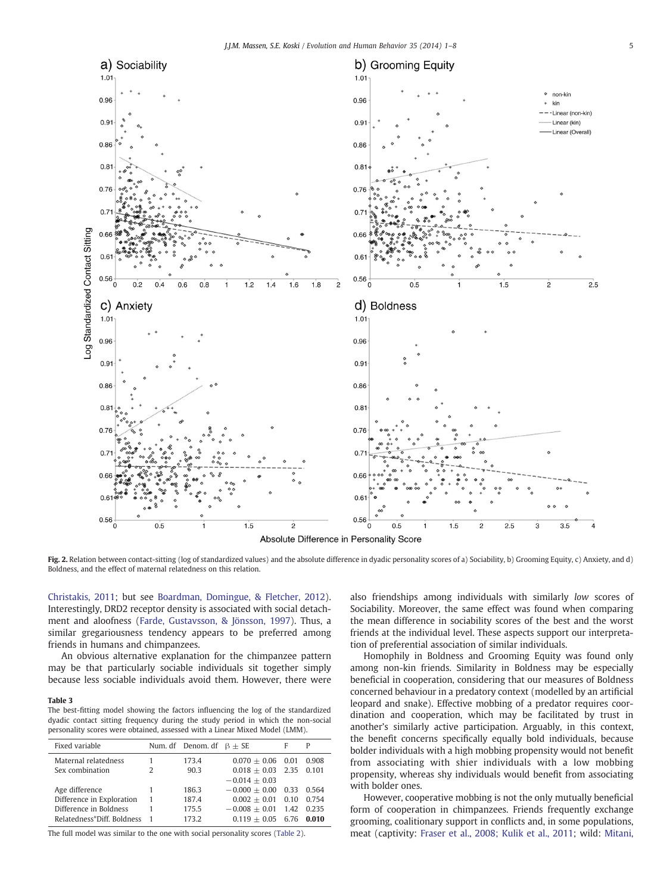Fig. 2. Relation between contact-sitting (log of standardized values) and the absolute difference in dyadic personality scores of a) Sociability, b) Grooming Equity, c) Anxiety, and d) Boldness, and the effect of maternal relatedness on this relation.

Christakis, 2011; but see Boardman, Domingue, & Fletcher, 2012). Interestingly, DRD2 receptor density is associated with social detachment and aloofness (Farde, Gustavsson, & Jönsson, 1997). Thus, a similar gregariousness tendency appears to be preferred among friends in humans and chimpanzees.

An obvious alternative explanation for the chimpanzee pattern may be that particularly sociable individuals sit together simply because less sociable individuals avoid them. However, there were also friendships among individuals with similarly *low* scores of Sociability. Moreover, the same effect was found when comparing the mean difference in sociability scores of the best and the worst friends at the individual level. These aspects support our interpretation of preferential association of similar individuals.

**Table 3**
The best-fitting model showing the factors influencing the log of the standardized dyadic contact sitting frequency during the study period in which the non-social personality scores were obtained, assessed with a Linear Mixed Model (LMM).

| Fixed variable | Num. df | Denom. df | β ± SE | F | P |
|---|---|---|---|---|---|
| Maternal relatedness | 1 | 173.4 | 0.070 ± 0.06 | 0.01 | 0.908 |
| Sex combination | 2 | 90.3 | 0.018 ± 0.03 | 2.35 | 0.101 |
| | | | −0.014 ± 0.03 | | |
| Age difference | 1 | 186.3 | −0.000 ± 0.00 | 0.33 | 0.564 |
| Difference in Exploration | 1 | 187.4 | 0.002 ± 0.01 | 0.10 | 0.754 |
| Difference in Boldness | 1 | 175.5 | −0.008 ± 0.01 | 1.42 | 0.235 |
| Relatedness*Diff. Boldness | 1 | 173.2 | 0.119 ± 0.05 | 6.76 | **0.010** |

The full model was similar to the one with social personality scores (Table 2).

Homophily in Boldness and Grooming Equity was found only among non-kin friends. Similarity in Boldness may be especially beneficial in cooperation, considering that our measures of Boldness concerned behaviour in a predatory context (modelled by an artificial leopard and snake). Effective mobbing of a predator requires coordination and cooperation, which may be facilitated by trust in another's similarly active participation. Arguably, in this context, the benefit concerns specifically equally bold individuals, because bolder individuals with a high mobbing propensity would not benefit from associating with shier individuals with a low mobbing propensity, whereas shy individuals would benefit from associating with bolder ones.

However, cooperative mobbing is not the only mutually beneficial form of cooperation in chimpanzees. Friends frequently exchange grooming, coalitionary support in conflicts and, in some populations, meat (captivity: Fraser et al., 2008; Kulik et al., 2011; wild: Mitani,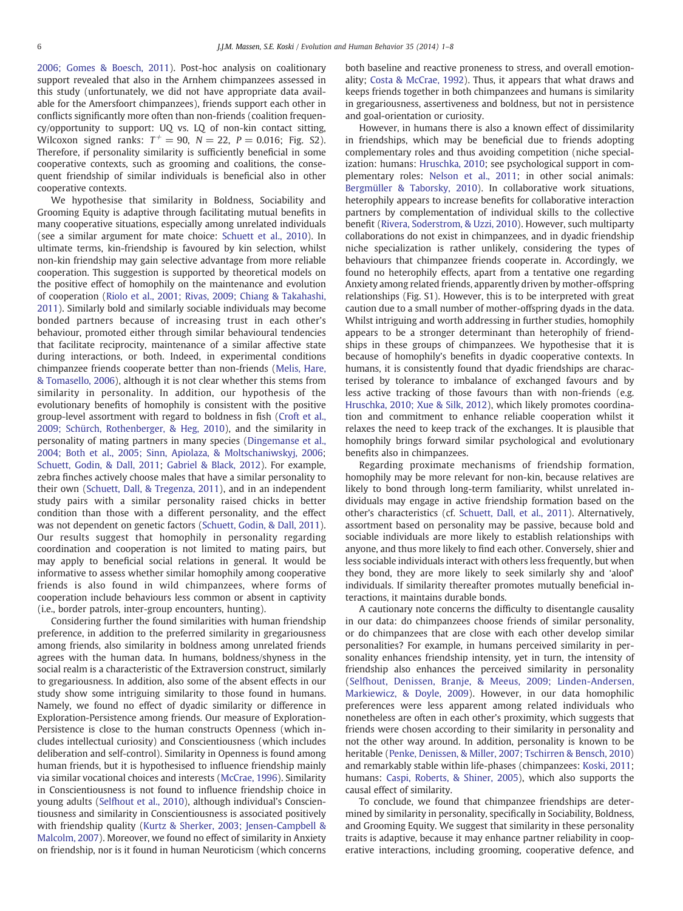2006; Gomes & Boesch, 2011). Post-hoc analysis on coalitionary support revealed that also in the Arnhem chimpanzees assessed in this study (unfortunately, we did not have appropriate data available for the Amersfoort chimpanzees), friends support each other in conflicts significantly more often than non-friends (coalition frequency/opportunity to support: UQ vs. LQ of non-kin contact sitting, Wilcoxon signed ranks: $T^+ = 90$, $N = 22$, $P = 0.016$; Fig. S2). Therefore, if personality similarity is sufficiently beneficial in some cooperative contexts, such as grooming and coalitions, the consequent friendship of similar individuals is beneficial also in other cooperative contexts.

We hypothesise that similarity in Boldness, Sociability and Grooming Equity is adaptive through facilitating mutual benefits in many cooperative situations, especially among unrelated individuals (see a similar argument for mate choice: Schuett et al., 2010). In ultimate terms, kin-friendship is favoured by kin selection, whilst non-kin friendship may gain selective advantage from more reliable cooperation. This suggestion is supported by theoretical models on the positive effect of homophily on the maintenance and evolution of cooperation (Riolo et al., 2001; Rivas, 2009; Chiang & Takahashi, 2011). Similarly bold and similarly sociable individuals may become bonded partners because of increasing trust in each other's behaviour, promoted either through similar behavioural tendencies that facilitate reciprocity, maintenance of a similar affective state during interactions, or both. Indeed, in experimental conditions chimpanzee friends cooperate better than non-friends (Melis, Hare, & Tomasello, 2006), although it is not clear whether this stems from similarity in personality. In addition, our hypothesis of the evolutionary benefits of homophily is consistent with the positive group-level assortment with regard to boldness in fish (Croft et al., 2009; Schürch, Rothenberger, & Heg, 2010), and the similarity in personality of mating partners in many species (Dingemanse et al., 2004; Both et al., 2005; Sinn, Apiolaza, & Moltschaniwskyj, 2006; Schuett, Godin, & Dall, 2011; Gabriel & Black, 2012). For example, zebra finches actively choose males that have a similar personality to their own (Schuett, Dall, & Tregenza, 2011), and in an independent study pairs with a similar personality raised chicks in better condition than those with a different personality, and the effect was not dependent on genetic factors (Schuett, Godin, & Dall, 2011). Our results suggest that homophily in personality regarding coordination and cooperation is not limited to mating pairs, but may apply to beneficial social relations in general. It would be informative to assess whether similar homophily among cooperative friends is also found in wild chimpanzees, where forms of cooperation include behaviours less common or absent in captivity (i.e., border patrols, inter-group encounters, hunting).

Considering further the found similarities with human friendship preference, in addition to the preferred similarity in gregariousness among friends, also similarity in boldness among unrelated friends agrees with the human data. In humans, boldness/shyness in the social realm is a characteristic of the Extraversion construct, similarly to gregariousness. In addition, also some of the absent effects in our study show some intriguing similarity to those found in humans. Namely, we found no effect of dyadic similarity or difference in Exploration-Persistence among friends. Our measure of Exploration-Persistence is close to the human constructs Openness (which includes intellectual curiosity) and Conscientiousness (which includes deliberation and self-control). Similarity in Openness is found among human friends, but it is hypothesised to influence friendship mainly via similar vocational choices and interests (McCrae, 1996). Similarity in Conscientiousness is not found to influence friendship choice in young adults (Selfhout et al., 2010), although individual's Conscientiousness and similarity in Conscientiousness is associated positively with friendship quality (Kurtz & Sherker, 2003; Jensen-Campbell & Malcolm, 2007). Moreover, we found no effect of similarity in Anxiety on friendship, nor is it found in human Neuroticism (which concerns both baseline and reactive proneness to stress, and overall emotionality; Costa & McCrae, 1992). Thus, it appears that what draws and keeps friends together in both chimpanzees and humans is similarity in gregariousness, assertiveness and boldness, but not in persistence and goal-orientation or curiosity.

However, in humans there is also a known effect of dissimilarity in friendships, which may be beneficial due to friends adopting complementary roles and thus avoiding competition (niche specialization: humans: Hruschka, 2010; see psychological support in complementary roles: Nelson et al., 2011; in other social animals: Bergmüller & Taborsky, 2010). In collaborative work situations, heterophily appears to increase benefits for collaborative interaction partners by complementation of individual skills to the collective benefit (Rivera, Soderstrom, & Uzzi, 2010). However, such multiparty collaborations do not exist in chimpanzees, and in dyadic friendship niche specialization is rather unlikely, considering the types of behaviours that chimpanzee friends cooperate in. Accordingly, we found no heterophily effects, apart from a tentative one regarding Anxiety among related friends, apparently driven by mother-offspring relationships (Fig. S1). However, this is to be interpreted with great caution due to a small number of mother-offspring dyads in the data. Whilst intriguing and worth addressing in further studies, homophily appears to be a stronger determinant than heterophily of friendships in these groups of chimpanzees. We hypothesise that it is because of homophily's benefits in dyadic cooperative contexts. In humans, it is consistently found that dyadic friendships are characterised by tolerance to imbalance of exchanged favours and by less active tracking of those favours than with non-friends (e.g. Hruschka, 2010; Xue & Silk, 2012), which likely promotes coordination and commitment to enhance reliable cooperation whilst it relaxes the need to keep track of the exchanges. It is plausible that homophily brings forward similar psychological and evolutionary benefits also in chimpanzees.

Regarding proximate mechanisms of friendship formation, homophily may be more relevant for non-kin, because relatives are likely to bond through long-term familiarity, whilst unrelated individuals may engage in active friendship formation based on the other's characteristics (cf. Schuett, Dall, et al., 2011). Alternatively, assortment based on personality may be passive, because bold and sociable individuals are more likely to establish relationships with anyone, and thus more likely to find each other. Conversely, shier and less sociable individuals interact with others less frequently, but when they bond, they are more likely to seek similarly shy and 'aloof' individuals. If similarity thereafter promotes mutually beneficial interactions, it maintains durable bonds.

A cautionary note concerns the difficulty to disentangle causality in our data: do chimpanzees choose friends of similar personality, or do chimpanzees that are close with each other develop similar personalities? For example, in humans perceived similarity in personality enhances friendship intensity, yet in turn, the intensity of friendship also enhances the perceived similarity in personality (Selfhout, Denissen, Branje, & Meeus, 2009; Linden-Andersen, Markiewicz, & Doyle, 2009). However, in our data homophilic preferences were less apparent among related individuals who nonetheless are often in each other's proximity, which suggests that friends were chosen according to their similarity in personality and not the other way around. In addition, personality is known to be heritable (Penke, Denissen, & Miller, 2007; Tschirren & Bensch, 2010) and remarkably stable within life-phases (chimpanzees: Koski, 2011; humans: Caspi, Roberts, & Shiner, 2005), which also supports the causal effect of similarity.

To conclude, we found that chimpanzee friendships are determined by similarity in personality, specifically in Sociability, Boldness, and Grooming Equity. We suggest that similarity in these personality traits is adaptive, because it may enhance partner reliability in cooperative interactions, including grooming, cooperative defence, and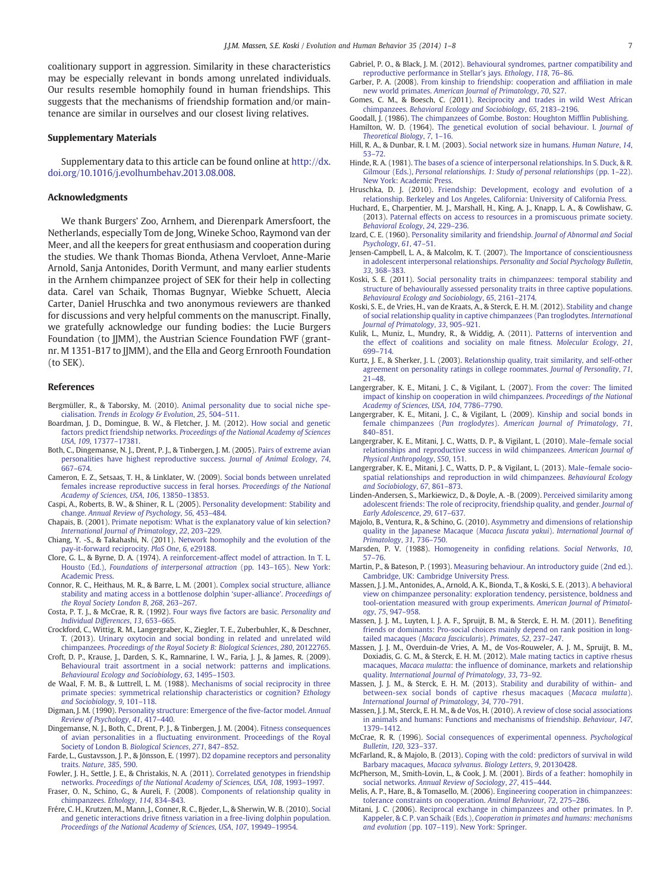coalitionary support in aggression. Similarity in these characteristics may be especially relevant in bonds among unrelated individuals. Our results resemble homophily found in human friendships. This suggests that the mechanisms of friendship formation and/or maintenance are similar in ourselves and our closest living relatives.

## Supplementary Materials

Supplementary data to this article can be found online at http://dx.doi.org/10.1016/j.evolhumbehav.2013.08.008.

## Acknowledgments

We thank Burgers' Zoo, Arnhem, and Dierenpark Amersfoort, the Netherlands, especially Tom de Jong, Wineke Schoo, Raymond van der Meer, and all the keepers for great enthusiasm and cooperation during the studies. We thank Thomas Bionda, Athena Vervloet, Anne-Marie Arnold, Sanja Antonides, Dorith Vermunt, and many earlier students in the Arnhem chimpanzee project of SEK for their help in collecting data. Carel van Schaik, Thomas Bugnyar, Wiebke Schuett, Alecia Carter, Daniel Hruschka and two anonymous reviewers are thanked for discussions and very helpful comments on the manuscript. Finally, we gratefully acknowledge our funding bodies: the Lucie Burgers Foundation (to JJMM), the Austrian Science Foundation FWF (grant-nr. M 1351-B17 to JJMM), and the Ella and Georg Ernrooth Foundation (to SEK).

## References

Bergmüller, R., & Taborsky, M. (2010). Animal personality due to social niche specialisation. *Trends in Ecology & Evolution*, *25*, 504–511.

Boardman, J. D., Domingue, B. W., & Fletcher, J. M. (2012). How social and genetic factors predict friendship networks. *Proceedings of the National Academy of Sciences USA*, *109*, 17377–17381.

Both, C., Dingemanse, N. J., Drent, P. J., & Tinbergen, J. M. (2005). Pairs of extreme avian personalities have highest reproductive success. *Journal of Animal Ecology*, *74*, 667–674.

Cameron, E. Z., Setsaas, T. H., & Linklater, W. (2009). Social bonds between unrelated females increase reproductive success in feral horses. *Proceedings of the National Academy of Sciences, USA*, *106*, 13850–13853.

Caspi, A., Roberts, B. W., & Shiner, R. L. (2005). Personality development: Stability and change. *Annual Review of Psychology*, *56*, 453–484.

Chapais, B. (2001). Primate nepotism: What is the explanatory value of kin selection? *International Journal of Primatology*, *22*, 203–229.

Chiang, Y. -S., & Takahashi, N. (2011). Network homophily and the evolution of the pay-it-forward reciprocity. *PloS One*, *6*, e29188.

Clore, G. L., & Byrne, D. A. (1974). A reinforcement-affect model of attraction. In T. L. Housto (Ed.), *Foundations of interpersonal attraction* (pp. 143–165). New York: Academic Press.

Connor, R. C., Heithaus, M. R., & Barre, L. M. (2001). Complex social structure, alliance stability and mating access in a bottlenose dolphin 'super-alliance'. *Proceedings of the Royal Society London B*, *268*, 263–267.

Costa, P. T. J., & McCrae, R. R. (1992). Four ways five factors are basic. *Personality and Individual Differences*, *13*, 653–665.

Crockford, C., Wittig, R. M., Langergraber, K., Ziegler, T. E., Zuberbuhler, K., & Deschner, T. (2013). Urinary oxytocin and social bonding in related and unrelated wild chimpanzees. *Proceedings of the Royal Society B: Biological Sciences*, *280*, 20122765.

Croft, D. P., Krause, J., Darden, S. K., Ramnarine, I. W., Faria, J. J., & James, R. (2009). Behavioural trait assortment in a social network: patterns and implications. *Behavioural Ecology and Sociobiology*, *63*, 1495–1503.

de Waal, F. M. B., & Luttrell, L. M. (1988). Mechanisms of social reciprocity in three primate species: symmetrical relationship characteristics or cognition? *Ethology and Sociobiology*, *9*, 101–118.

Digman, J. M. (1990). Personality structure: Emergence of the five-factor model. *Annual Review of Psychology*, *41*, 417–440.

Dingemanse, N. J., Both, C., Drent, P. J., & Tinbergen, J. M. (2004). Fitness consequences of avian personalities in a fluctuating environment. Proceedings of the Royal Society of London B. *Biological Sciences*, *271*, 847–852.

Farde, L., Gustavsson, J. P., & Jönsson, E. (1997). D2 dopamine receptors and personality traits. *Nature*, *385*, 590.

Fowler, J. H., Settle, J. E., & Christakis, N. A. (2011). Correlated genotypes in friendship networks. *Proceedings of the National Academy of Sciences, USA*, *108*, 1993–1997.

Fraser, O. N., Schino, G., & Aureli, F. (2008). Components of relationship quality in chimpanzees. *Ethology*, *114*, 834–843.

Frére, C. H., Krutzen, M., Mann, J., Conner, R. C., Bjeder, L., & Sherwin, W. B. (2010). Social and genetic interactions drive fitness variation in a free-living dolphin population. *Proceedings of the National Academy of Sciences, USA*, *107*, 19949–19954.

Gabriel, P. O., & Black, J. M. (2012). Behavioural syndromes, partner compatibility and reproductive performance in Stellar's jays. *Ethology*, *118*, 76–86.

Garber, P. A. (2008). From kinship to friendship: cooperation and affiliation in male new world primates. *American Journal of Primatology*, *70*, S27.

Gomes, C. M., & Boesch, C. (2011). Reciprocity and trades in wild West African chimpanzees. *Behavioral Ecology and Sociobiology*, *65*, 2183–2196.

Goodall, J. (1986). The chimpanzees of Gombe. Boston: Houghton Mifflin Publishing.

Hamilton, W. D. (1964). The genetical evolution of social behaviour. I. *Journal of Theoretical Biology*, *7*, 1–16.

Hill, R. A., & Dunbar, R. I. M. (2003). Social network size in humans. *Human Nature*, *14*, 53–72.

Hinde, R. A. (1981). The bases of a science of interpersonal relationships. In S. Duck, & R. Gilmour (Eds.), *Personal relationships. 1: Study of personal relationships* (pp. 1–22). New York: Academic Press.

Hruschka, D. J. (2010). Friendship: Development, ecology and evolution of a relationship. Berkeley and Los Angeles, California: University of California Press.

Huchard, E., Charpentier, M. J., Marshall, H., King, A. J., Knapp, L. A., & Cowlishaw, G. (2013). Paternal effects on access to resources in a promiscuous primate society. *Behavioral Ecology*, *24*, 229–236.

Izard, C. E. (1960). Personality similarity and friendship. *Journal of Abnormal and Social Psychology*, *61*, 47–51.

Jensen-Campbell, L. A., & Malcolm, K. T. (2007). The Importance of conscientiousness in adolescent interpersonal relationships. *Personality and Social Psychology Bulletin*, *33*, 368–383.

Koski, S. E. (2011). Social personality traits in chimpanzees: temporal stability and structure of behaviourally assessed personality traits in three captive populations. *Behavioural Ecology and Sociobiology*, *65*, 2161–2174.

Koski, S. E., de Vries, H., van de Kraats, A., & Sterck, E. H. M. (2012). Stability and change of social relationship quality in captive chimpanzees (Pan troglodytes. *International Journal of Primatology*, *33*, 905–921.

Kulik, L., Muniz, L., Mundry, R., & Widdig, A. (2011). Patterns of intervention and the effect of coalitions and sociality on male fitness. *Molecular Ecology*, *21*, 699–714.

Kurtz, J. E., & Sherker, J. L. (2003). Relationship quality, trait similarity, and self-other agreement on personality ratings in college roommates. *Journal of Personality*, *71*, 21–48.

Langergraber, K. E., Mitani, J. C., & Vigilant, L. (2007). From the cover: The limited impact of kinship on cooperation in wild chimpanzees. *Proceedings of the National Academy of Sciences, USA*, *104*, 7786–7790.

Langergraber, K. E., Mitani, J. C., & Vigilant, L. (2009). Kinship and social bonds in female chimpanzees (*Pan troglodytes*). *American Journal of Primatology*, *71*, 840–851.

Langergraber, K. E., Mitani, J. C., Watts, D. P., & Vigilant, L. (2010). Male–female social relationships and reproductive success in wild chimpanzees. *American Journal of Physical Anthropology*, *S50*, 151.

Langergraber, K. E., Mitani, J. C., Watts, D. P., & Vigilant, L. (2013). Male–female socio-spatial relationships and reproduction in wild chimpanzees. *Behavioural Ecology and Sociobiology*, *67*, 861–873.

Linden-Andersen, S., Markiewicz, D., & Doyle, A. -B. (2009). Perceived similarity among adolescent friends: The role of reciprocity, friendship quality, and gender. *Journal of Early Adolescence*, *29*, 617–637.

Majolo, B., Ventura, R., & Schino, G. (2010). Asymmetry and dimensions of relationship quality in the Japanese Macaque (*Macaca fuscata yakui*). *International Journal of Primatology*, *31*, 736–750.

Marsden, P. V. (1988). Homogeneity in confiding relations. *Social Networks*, *10*, 57–76.

Martin, P., & Bateson, P. (1993). Measuring behaviour. An introductory guide (2nd ed.). Cambridge, UK: Cambridge University Press.

Massen, J. J. M., Antonides, A., Arnold, A. K., Bionda, T., & Koski, S. E. (2013). A behavioral view on chimpanzee personality: exploration tendency, persistence, boldness and tool-orientation measured with group experiments. *American Journal of Primatology*, *75*, 947–958.

Massen, J. J. M., Luyten, I. J. A. F., Spruijt, B. M., & Sterck, E. H. M. (2011). Benefiting friends or dominants: Pro-social choices mainly depend on rank position in long-tailed macaques (*Macaca fascicularis*). *Primates*, *52*, 237–247.

Massen, J. J. M., Overduin-de Vries, A. M., de Vos-Rouweler, A. J. M., Spruijt, B. M., Doxiadis, G. G. M., & Sterck, E. H. M. (2012). Male mating tactics in captive rhesus macaques, *Macaca mulatta*: the influence of dominance, markets and relationship quality. *International Journal of Primatology*, *33*, 73–92.

Massen, J. J. M., & Sterck, E. H. M. (2013). Stability and durability of within- and between-sex social bonds of captive rhesus macaques (*Macaca mulatta*). *International Journal of Primatology*, *34*, 770–791.

Massen, J. J. M., Sterck, E. H. M., & de Vos, H. (2010). A review of close social associations in animals and humans: Functions and mechanisms of friendship. *Behaviour*, *147*, 1379–1412.

McCrae, R. R. (1996). Social consequences of experimental openness. *Psychological Bulletin*, *120*, 323–337.

McFarland, R., & Majolo, B. (2013). Coping with the cold: predictors of survival in wild Barbary macaques, *Macaca sylvanus*. *Biology Letters*, *9*, 20130428.

McPherson, M., Smith-Lovin, L., & Cook, J. M. (2001). Birds of a feather: homophily in social networks. *Annual Review of Sociology*, *27*, 415–444.

Melis, A. P., Hare, B., & Tomasello, M. (2006). Engineering cooperation in chimpanzees: tolerance constraints on cooperation. *Animal Behaviour*, *72*, 275–286.

Mitani, J. C. (2006). Reciprocal exchange in chimpanzees and other primates. In P. Kappeler, & C. P. van Schaik (Eds.), *Cooperation in primates and humans: mechanisms and evolution* (pp. 107–119). New York: Springer.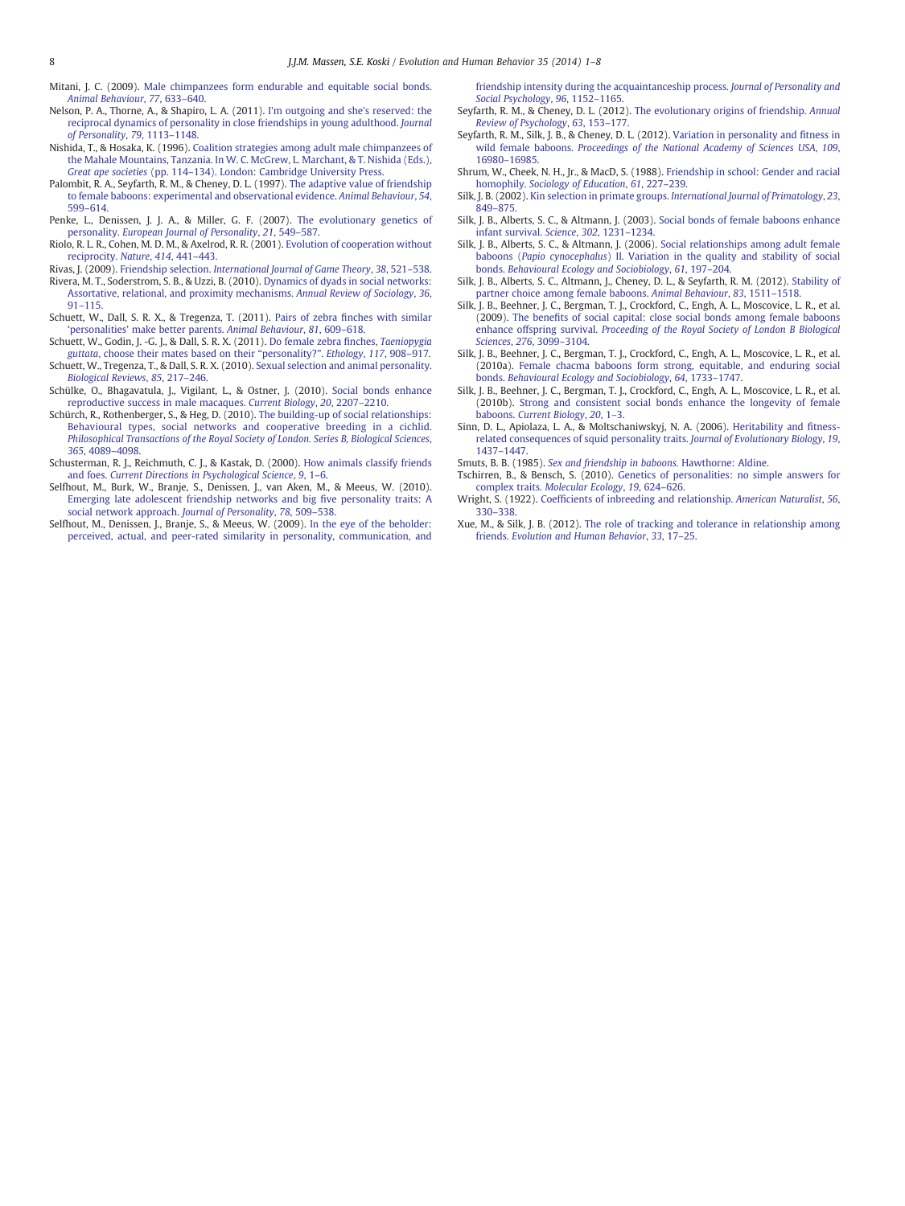Mitani, J. C. (2009). Male chimpanzees form endurable and equitable social bonds. *Animal Behaviour*, *77*, 633–640.

Nelson, P. A., Thorne, A., & Shapiro, L. A. (2011). I'm outgoing and she's reserved: the reciprocal dynamics of personality in close friendships in young adulthood. *Journal of Personality*, *79*, 1113–1148.

Nishida, T., & Hosaka, K. (1996). Coalition strategies among adult male chimpanzees of the Mahale Mountains, Tanzania. In W. C. McGrew, L. Marchant, & T. Nishida (Eds.), *Great ape societies* (pp. 114–134). London: Cambridge University Press.

Palombit, R. A., Seyfarth, R. M., & Cheney, D. L. (1997). The adaptive value of friendship to female baboons: experimental and observational evidence. *Animal Behaviour*, *54*, 599–614.

Penke, L., Denissen, J. J. A., & Miller, G. F. (2007). The evolutionary genetics of personality. *European Journal of Personality*, *21*, 549–587.

Riolo, R. L. R., Cohen, M. D. M., & Axelrod, R. R. (2001). Evolution of cooperation without reciprocity. *Nature*, *414*, 441–443.

Rivas, J. (2009). Friendship selection. *International Journal of Game Theory*, *38*, 521–538.

Rivera, M. T., Soderstrom, S. B., & Uzzi, B. (2010). Dynamics of dyads in social networks: Assortative, relational, and proximity mechanisms. *Annual Review of Sociology*, *36*, 91–115.

Schuett, W., Dall, S. R. X., & Tregenza, T. (2011). Pairs of zebra finches with similar 'personalities' make better parents. *Animal Behaviour*, *81*, 609–618.

Schuett, W., Godin, J. -G. J., & Dall, S. R. X. (2011). Do female zebra finches, *Taeniopygia guttata*, choose their mates based on their "personality?". *Ethology*, *117*, 908–917.

Schuett, W., Tregenza, T., & Dall, S. R. X. (2010). Sexual selection and animal personality. *Biological Reviews*, *85*, 217–246.

Schülke, O., Bhagavatula, J., Vigilant, L., & Ostner, J. (2010). Social bonds enhance reproductive success in male macaques. *Current Biology*, *20*, 2207–2210.

Schürch, R., Rothenberger, S., & Heg, D. (2010). The building-up of social relationships: Behavioural types, social networks and cooperative breeding in a cichlid. *Philosophical Transactions of the Royal Society of London. Series B, Biological Sciences*, *365*, 4089–4098.

Schusterman, R. J., Reichmuth, C. J., & Kastak, D. (2000). How animals classify friends and foes. *Current Directions in Psychological Science*, *9*, 1–6.

Selfhout, M., Burk, W., Branje, S., Denissen, J., van Aken, M., & Meeus, W. (2010). Emerging late adolescent friendship networks and big five personality traits: A social network approach. *Journal of Personality*, *78*, 509–538.

Selfhout, M., Denissen, J., Branje, S., & Meeus, W. (2009). In the eye of the beholder: perceived, actual, and peer-rated similarity in personality, communication, and friendship intensity during the acquaintanceship process. *Journal of Personality and Social Psychology*, *96*, 1152–1165.

Seyfarth, R. M., & Cheney, D. L. (2012). The evolutionary origins of friendship. *Annual Review of Psychology*, *63*, 153–177.

Seyfarth, R. M., Silk, J. B., & Cheney, D. L. (2012). Variation in personality and fitness in wild female baboons. *Proceedings of the National Academy of Sciences USA*, *109*, 16980–16985.

Shrum, W., Cheek, N. H., Jr., & MacD, S. (1988). Friendship in school: Gender and racial homophily. *Sociology of Education*, *61*, 227–239.

Silk, J. B. (2002). Kin selection in primate groups. *International Journal of Primatology*, *23*, 849–875.

Silk, J. B., Alberts, S. C., & Altmann, J. (2003). Social bonds of female baboons enhance infant survival. *Science*, *302*, 1231–1234.

Silk, J. B., Alberts, S. C., & Altmann, J. (2006). Social relationships among adult female baboons (*Papio cynocephalus*) II. Variation in the quality and stability of social bonds. *Behavioural Ecology and Sociobiology*, *61*, 197–204.

Silk, J. B., Alberts, S. C., Altmann, J., Cheney, D. L., & Seyfarth, R. M. (2012). Stability of partner choice among female baboons. *Animal Behaviour*, *83*, 1511–1518.

Silk, J. B., Beehner, J. C., Bergman, T. J., Crockford, C., Engh, A. L., Moscovice, L. R., et al. (2009). The benefits of social capital: close social bonds among female baboons enhance offspring survival. *Proceeding of the Royal Society of London B Biological Sciences*, *276*, 3099–3104.

Silk, J. B., Beehner, J. C., Bergman, T. J., Crockford, C., Engh, A. L., Moscovice, L. R., et al. (2010a). Female chacma baboons form strong, equitable, and enduring social bonds. *Behavioural Ecology and Sociobiology*, *64*, 1733–1747.

Silk, J. B., Beehner, J. C., Bergman, T. J., Crockford, C., Engh, A. L., Moscovice, L. R., et al. (2010b). Strong and consistent social bonds enhance the longevity of female baboons. *Current Biology*, *20*, 1–3.

Sinn, D. L., Apiolaza, L. A., & Moltschaniwskyj, N. A. (2006). Heritability and fitness-related consequences of squid personality traits. *Journal of Evolutionary Biology*, *19*, 1437–1447.

Smuts, B. B. (1985). *Sex and friendship in baboons.* Hawthorne: Aldine.

Tschirren, B., & Bensch, S. (2010). Genetics of personalities: no simple answers for complex traits. *Molecular Ecology*, *19*, 624–626.

Wright, S. (1922). Coefficients of inbreeding and relationship. *American Naturalist*, *56*, 330–338.

Xue, M., & Silk, J. B. (2012). The role of tracking and tolerance in relationship among friends. *Evolution and Human Behavior*, *33*, 17–25.